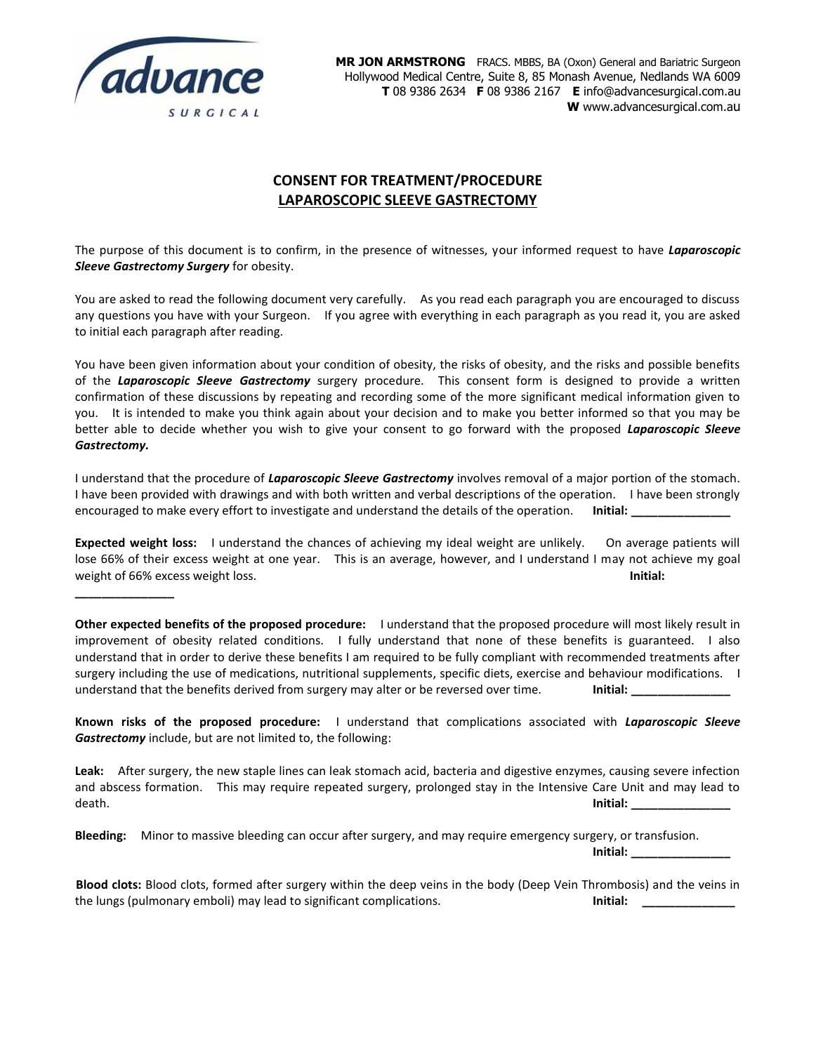**advance** SURGICAL

**MR JON ARMSTRONG** FRACS. MBBS, BA (Oxon) General and Bariatric Surgeon
Hollywood Medical Centre, Suite 8, 85 Monash Avenue, Nedlands WA 6009
**T** 08 9386 2634 **F** 08 9386 2167 **E** info@advancesurgical.com.au
**W** www.advancesurgical.com.au

## CONSENT FOR TREATMENT/PROCEDURE
## LAPAROSCOPIC SLEEVE GASTRECTOMY

The purpose of this document is to confirm, in the presence of witnesses, your informed request to have ***Laparoscopic Sleeve Gastrectomy Surgery*** for obesity.

You are asked to read the following document very carefully. As you read each paragraph you are encouraged to discuss any questions you have with your Surgeon. If you agree with everything in each paragraph as you read it, you are asked to initial each paragraph after reading.

You have been given information about your condition of obesity, the risks of obesity, and the risks and possible benefits of the ***Laparoscopic Sleeve Gastrectomy*** surgery procedure. This consent form is designed to provide a written confirmation of these discussions by repeating and recording some of the more significant medical information given to you. It is intended to make you think again about your decision and to make you better informed so that you may be better able to decide whether you wish to give your consent to go forward with the proposed ***Laparoscopic Sleeve Gastrectomy.***

I understand that the procedure of ***Laparoscopic Sleeve Gastrectomy*** involves removal of a major portion of the stomach. I have been provided with drawings and with both written and verbal descriptions of the operation. I have been strongly encouraged to make every effort to investigate and understand the details of the operation. **Initial: _______________**

**Expected weight loss:** I understand the chances of achieving my ideal weight are unlikely. On average patients will lose 66% of their excess weight at one year. This is an average, however, and I understand I may not achieve my goal weight of 66% excess weight loss. **Initial: _______________**

**Other expected benefits of the proposed procedure:** I understand that the proposed procedure will most likely result in improvement of obesity related conditions. I fully understand that none of these benefits is guaranteed. I also understand that in order to derive these benefits I am required to be fully compliant with recommended treatments after surgery including the use of medications, nutritional supplements, specific diets, exercise and behaviour modifications. I understand that the benefits derived from surgery may alter or be reversed over time. **Initial: _______________**

**Known risks of the proposed procedure:** I understand that complications associated with ***Laparoscopic Sleeve Gastrectomy*** include, but are not limited to, the following:

**Leak:** After surgery, the new staple lines can leak stomach acid, bacteria and digestive enzymes, causing severe infection and abscess formation. This may require repeated surgery, prolonged stay in the Intensive Care Unit and may lead to death. **Initial: _______________**

**Bleeding:** Minor to massive bleeding can occur after surgery, and may require emergency surgery, or transfusion. **Initial: _______________**

**Blood clots:** Blood clots, formed after surgery within the deep veins in the body (Deep Vein Thrombosis) and the veins in the lungs (pulmonary emboli) may lead to significant complications. **Initial: _______________**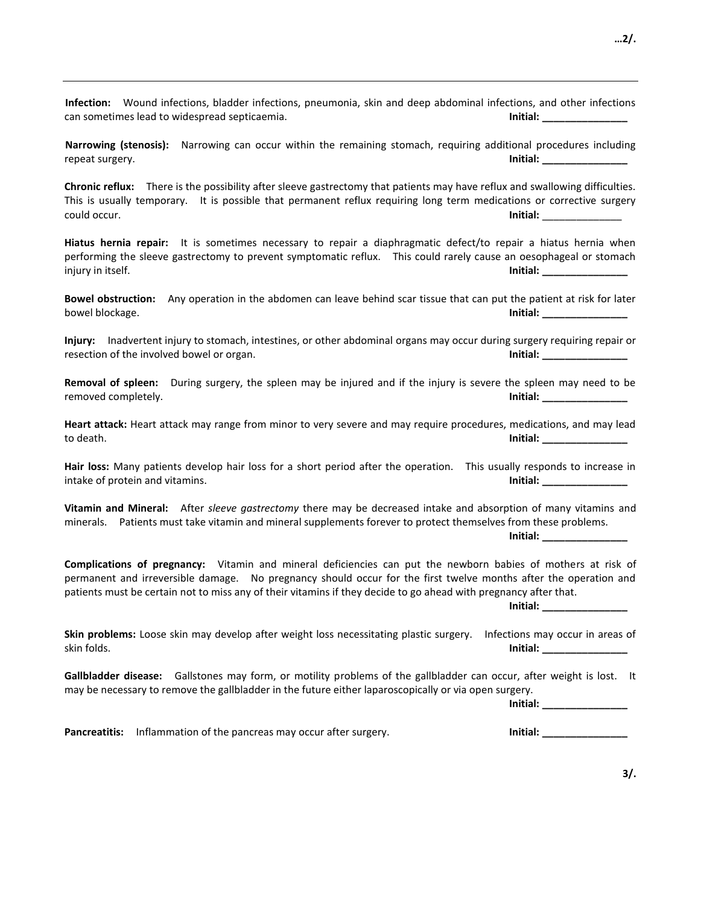**Infection:** Wound infections, bladder infections, pneumonia, skin and deep abdominal infections, and other infections can sometimes lead to widespread septicaemia. **Initial: _______________**

**Narrowing (stenosis):** Narrowing can occur within the remaining stomach, requiring additional procedures including repeat surgery. **Initial: _______________**

**Chronic reflux:** There is the possibility after sleeve gastrectomy that patients may have reflux and swallowing difficulties. This is usually temporary. It is possible that permanent reflux requiring long term medications or corrective surgery could occur. **Initial:** ______________

**Hiatus hernia repair:** It is sometimes necessary to repair a diaphragmatic defect/to repair a hiatus hernia when performing the sleeve gastrectomy to prevent symptomatic reflux. This could rarely cause an oesophageal or stomach injury in itself. **Initial: _______________**

**Bowel obstruction:** Any operation in the abdomen can leave behind scar tissue that can put the patient at risk for later bowel blockage. **Initial: _______________**

**Injury:** Inadvertent injury to stomach, intestines, or other abdominal organs may occur during surgery requiring repair or resection of the involved bowel or organ. **Initial: _______________**

**Removal of spleen:** During surgery, the spleen may be injured and if the injury is severe the spleen may need to be removed completely. **Initial: _______________**

**Heart attack:** Heart attack may range from minor to very severe and may require procedures, medications, and may lead to death. **Initial: _______________**

**Hair loss:** Many patients develop hair loss for a short period after the operation. This usually responds to increase in intake of protein and vitamins. **Initial: _______________**

**Vitamin and Mineral:** After *sleeve gastrectomy* there may be decreased intake and absorption of many vitamins and minerals. Patients must take vitamin and mineral supplements forever to protect themselves from these problems. **Initial: _______________**

**Complications of pregnancy:** Vitamin and mineral deficiencies can put the newborn babies of mothers at risk of permanent and irreversible damage. No pregnancy should occur for the first twelve months after the operation and patients must be certain not to miss any of their vitamins if they decide to go ahead with pregnancy after that. **Initial: _______________**

**Skin problems:** Loose skin may develop after weight loss necessitating plastic surgery. Infections may occur in areas of skin folds. **Initial: _______________**

**Gallbladder disease:** Gallstones may form, or motility problems of the gallbladder can occur, after weight is lost. It may be necessary to remove the gallbladder in the future either laparoscopically or via open surgery. **Initial: _______________**

**Pancreatitis:** Inflammation of the pancreas may occur after surgery. **Initial: _______________**

**3/.**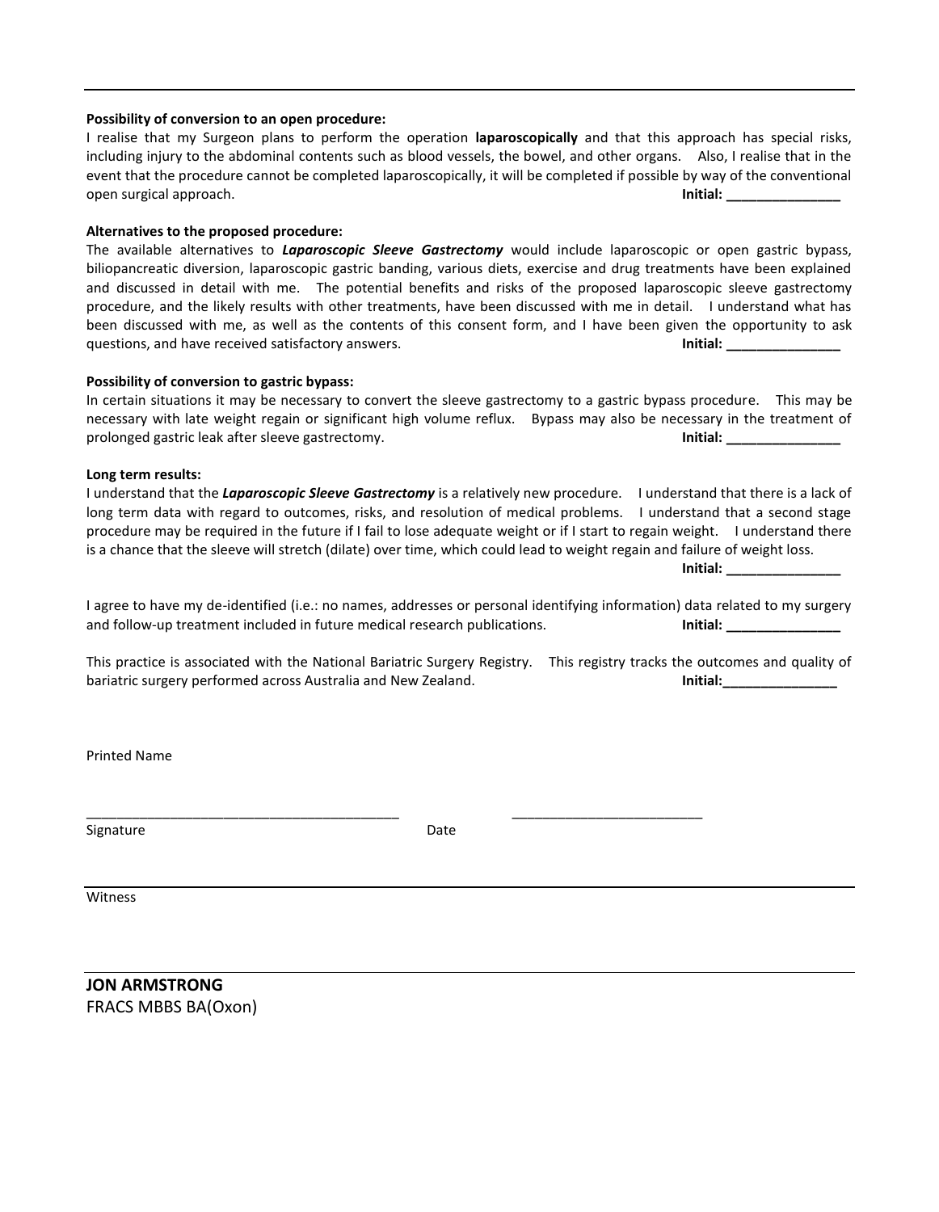**Possibility of conversion to an open procedure:**

I realise that my Surgeon plans to perform the operation **laparoscopically** and that this approach has special risks, including injury to the abdominal contents such as blood vessels, the bowel, and other organs. Also, I realise that in the event that the procedure cannot be completed laparoscopically, it will be completed if possible by way of the conventional open surgical approach. **Initial: _______________**

**Alternatives to the proposed procedure:**

The available alternatives to ***Laparoscopic Sleeve Gastrectomy*** would include laparoscopic or open gastric bypass, biliopancreatic diversion, laparoscopic gastric banding, various diets, exercise and drug treatments have been explained and discussed in detail with me. The potential benefits and risks of the proposed laparoscopic sleeve gastrectomy procedure, and the likely results with other treatments, have been discussed with me in detail. I understand what has been discussed with me, as well as the contents of this consent form, and I have been given the opportunity to ask questions, and have received satisfactory answers. **Initial: _______________**

**Possibility of conversion to gastric bypass:**

In certain situations it may be necessary to convert the sleeve gastrectomy to a gastric bypass procedure. This may be necessary with late weight regain or significant high volume reflux. Bypass may also be necessary in the treatment of prolonged gastric leak after sleeve gastrectomy. **Initial: _______________**

**Long term results:**

I understand that the ***Laparoscopic Sleeve Gastrectomy*** is a relatively new procedure. I understand that there is a lack of long term data with regard to outcomes, risks, and resolution of medical problems. I understand that a second stage procedure may be required in the future if I fail to lose adequate weight or if I start to regain weight. I understand there is a chance that the sleeve will stretch (dilate) over time, which could lead to weight regain and failure of weight loss.

**Initial: _______________**

I agree to have my de-identified (i.e.: no names, addresses or personal identifying information) data related to my surgery and follow-up treatment included in future medical research publications. **Initial: _______________**

This practice is associated with the National Bariatric Surgery Registry. This registry tracks the outcomes and quality of bariatric surgery performed across Australia and New Zealand. **Initial:_______________**

Printed Name

_________________________________________ _________________________

Signature Date

Witness

**JON ARMSTRONG**

FRACS MBBS BA(Oxon)